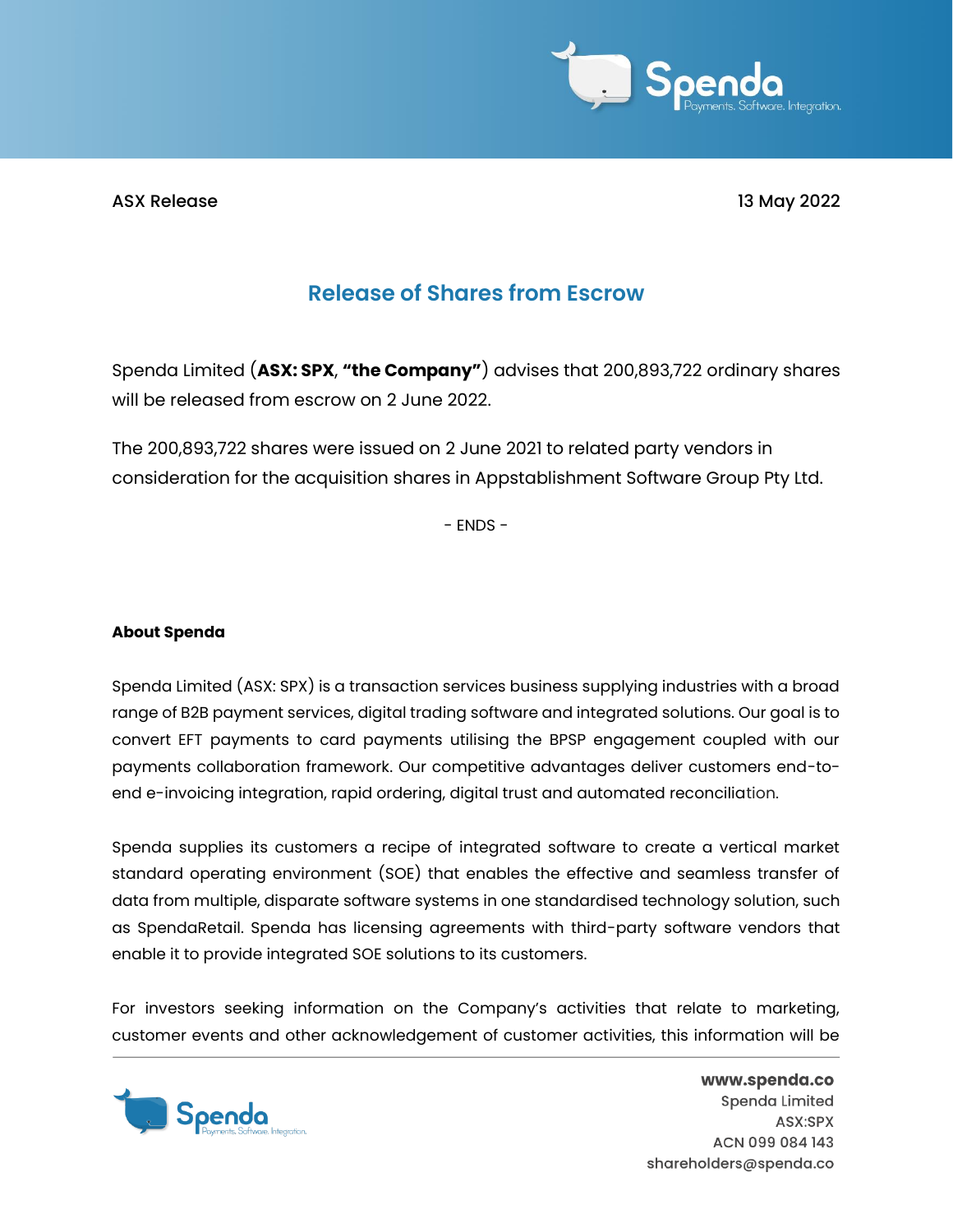ASX Release

13 May 2022

# Release of Shares from Escrow

Spenda Limited (**ASX: SPX**, **"the Company"**) advises that 200,893,722 ordinary shares will be released from escrow on 2 June 2022.

The 200,893,722 shares were issued on 2 June 2021 to related party vendors in consideration for the acquisition shares in Appstablishment Software Group Pty Ltd.

\- ENDS -

**About Spenda**

Spenda Limited (ASX: SPX) is a transaction services business supplying industries with a broad range of B2B payment services, digital trading software and integrated solutions. Our goal is to convert EFT payments to card payments utilising the BPSP engagement coupled with our payments collaboration framework. Our competitive advantages deliver customers end-to-end e-invoicing integration, rapid ordering, digital trust and automated reconciliation.

Spenda supplies its customers a recipe of integrated software to create a vertical market standard operating environment (SOE) that enables the effective and seamless transfer of data from multiple, disparate software systems in one standardised technology solution, such as SpendaRetail. Spenda has licensing agreements with third-party software vendors that enable it to provide integrated SOE solutions to its customers.

For investors seeking information on the Company's activities that relate to marketing, customer events and other acknowledgement of customer activities, this information will be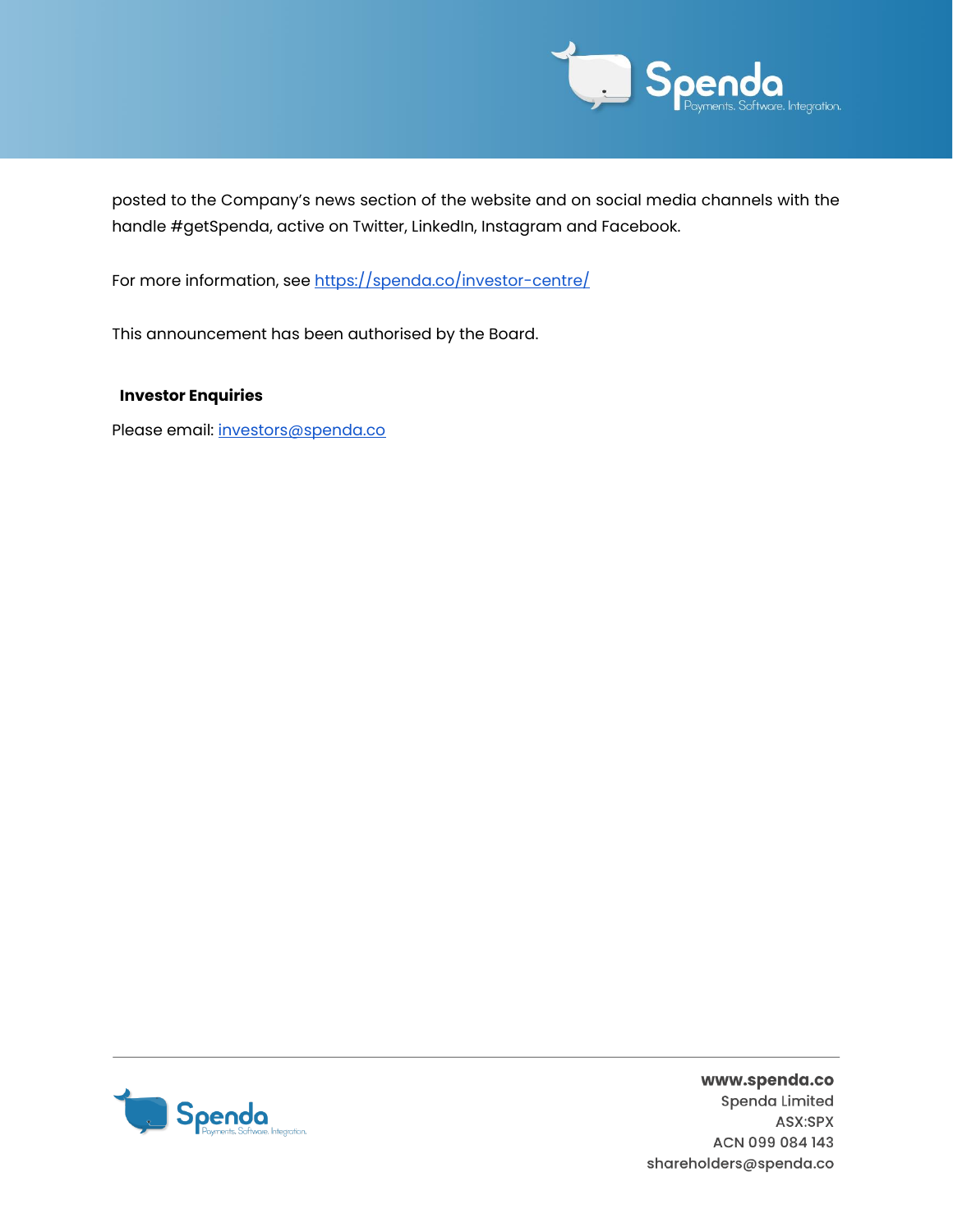posted to the Company's news section of the website and on social media channels with the handle #getSpenda, active on Twitter, LinkedIn, Instagram and Facebook.

For more information, see https://spenda.co/investor-centre/

This announcement has been authorised by the Board.

**Investor Enquiries**

Please email: investors@spenda.co